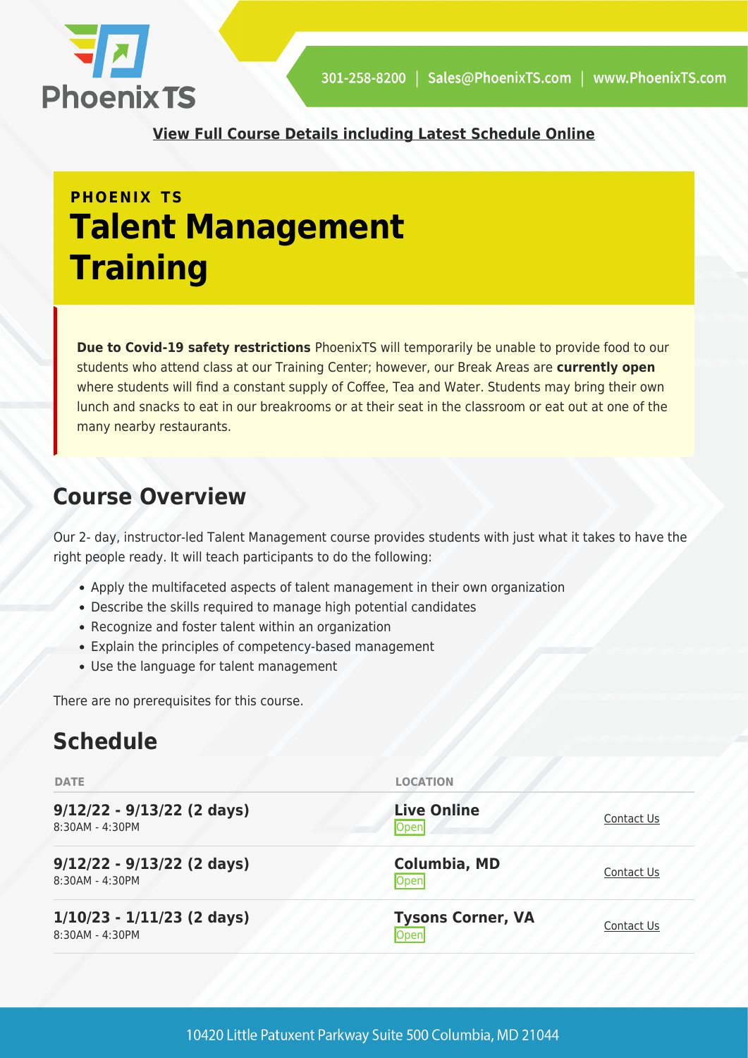PhoenixTS

301-258-8200 | Sales@PhoenixTS.com | www.PhoenixTS.com

**View Full Course Details including Latest Schedule Online**

**PHOENIX TS**

# Talent Management Training

**Due to Covid-19 safety restrictions** PhoenixTS will temporarily be unable to provide food to our students who attend class at our Training Center; however, our Break Areas are **currently open** where students will find a constant supply of Coffee, Tea and Water. Students may bring their own lunch and snacks to eat in our breakrooms or at their seat in the classroom or eat out at one of the many nearby restaurants.

## Course Overview

Our 2- day, instructor-led Talent Management course provides students with just what it takes to have the right people ready. It will teach participants to do the following:

- Apply the multifaceted aspects of talent management in their own organization
- Describe the skills required to manage high potential candidates
- Recognize and foster talent within an organization
- Explain the principles of competency-based management
- Use the language for talent management

There are no prerequisites for this course.

## Schedule

| DATE | LOCATION | |
|---|---|---|
| **9/12/22 - 9/13/22 (2 days)** 8:30AM - 4:30PM | **Live Online** Open | Contact Us |
| **9/12/22 - 9/13/22 (2 days)** 8:30AM - 4:30PM | **Columbia, MD** Open | Contact Us |
| **1/10/23 - 1/11/23 (2 days)** 8:30AM - 4:30PM | **Tysons Corner, VA** Open | Contact Us |

10420 Little Patuxent Parkway Suite 500 Columbia, MD 21044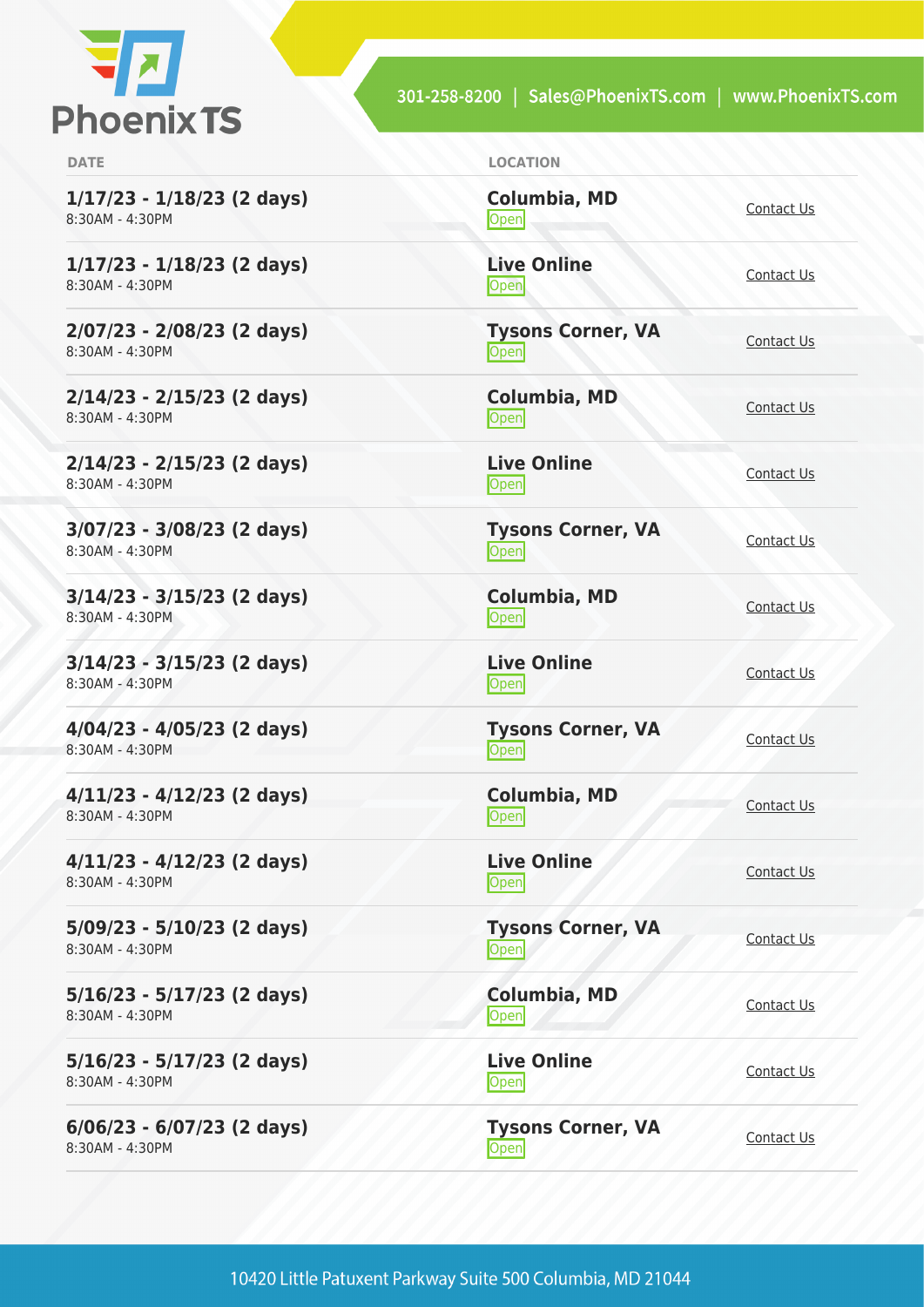| DATE | LOCATION | |
|---|---|---|
| **1/17/23 - 1/18/23 (2 days)** 8:30AM - 4:30PM | **Columbia, MD** Open | Contact Us |
| **1/17/23 - 1/18/23 (2 days)** 8:30AM - 4:30PM | **Live Online** Open | Contact Us |
| **2/07/23 - 2/08/23 (2 days)** 8:30AM - 4:30PM | **Tysons Corner, VA** Open | Contact Us |
| **2/14/23 - 2/15/23 (2 days)** 8:30AM - 4:30PM | **Columbia, MD** Open | Contact Us |
| **2/14/23 - 2/15/23 (2 days)** 8:30AM - 4:30PM | **Live Online** Open | Contact Us |
| **3/07/23 - 3/08/23 (2 days)** 8:30AM - 4:30PM | **Tysons Corner, VA** Open | Contact Us |
| **3/14/23 - 3/15/23 (2 days)** 8:30AM - 4:30PM | **Columbia, MD** Open | Contact Us |
| **3/14/23 - 3/15/23 (2 days)** 8:30AM - 4:30PM | **Live Online** Open | Contact Us |
| **4/04/23 - 4/05/23 (2 days)** 8:30AM - 4:30PM | **Tysons Corner, VA** Open | Contact Us |
| **4/11/23 - 4/12/23 (2 days)** 8:30AM - 4:30PM | **Columbia, MD** Open | Contact Us |
| **4/11/23 - 4/12/23 (2 days)** 8:30AM - 4:30PM | **Live Online** Open | Contact Us |
| **5/09/23 - 5/10/23 (2 days)** 8:30AM - 4:30PM | **Tysons Corner, VA** Open | Contact Us |
| **5/16/23 - 5/17/23 (2 days)** 8:30AM - 4:30PM | **Columbia, MD** Open | Contact Us |
| **5/16/23 - 5/17/23 (2 days)** 8:30AM - 4:30PM | **Live Online** Open | Contact Us |
| **6/06/23 - 6/07/23 (2 days)** 8:30AM - 4:30PM | **Tysons Corner, VA** Open | Contact Us |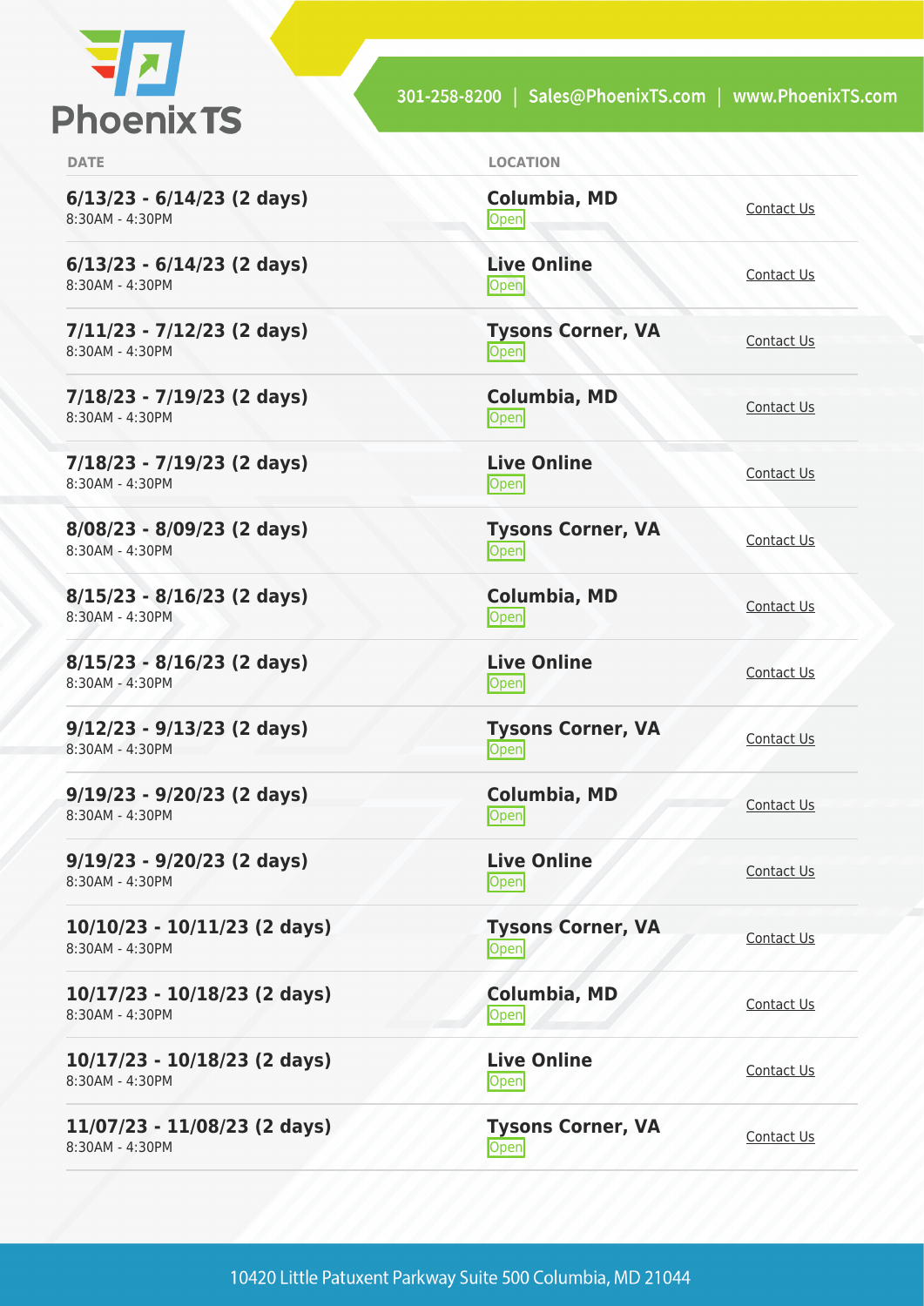| DATE | LOCATION | |
|---|---|---|
| **6/13/23 - 6/14/23 (2 days)**<br>8:30AM - 4:30PM | **Columbia, MD**<br>Open | Contact Us |
| **6/13/23 - 6/14/23 (2 days)**<br>8:30AM - 4:30PM | **Live Online**<br>Open | Contact Us |
| **7/11/23 - 7/12/23 (2 days)**<br>8:30AM - 4:30PM | **Tysons Corner, VA**<br>Open | Contact Us |
| **7/18/23 - 7/19/23 (2 days)**<br>8:30AM - 4:30PM | **Columbia, MD**<br>Open | Contact Us |
| **7/18/23 - 7/19/23 (2 days)**<br>8:30AM - 4:30PM | **Live Online**<br>Open | Contact Us |
| **8/08/23 - 8/09/23 (2 days)**<br>8:30AM - 4:30PM | **Tysons Corner, VA**<br>Open | Contact Us |
| **8/15/23 - 8/16/23 (2 days)**<br>8:30AM - 4:30PM | **Columbia, MD**<br>Open | Contact Us |
| **8/15/23 - 8/16/23 (2 days)**<br>8:30AM - 4:30PM | **Live Online**<br>Open | Contact Us |
| **9/12/23 - 9/13/23 (2 days)**<br>8:30AM - 4:30PM | **Tysons Corner, VA**<br>Open | Contact Us |
| **9/19/23 - 9/20/23 (2 days)**<br>8:30AM - 4:30PM | **Columbia, MD**<br>Open | Contact Us |
| **9/19/23 - 9/20/23 (2 days)**<br>8:30AM - 4:30PM | **Live Online**<br>Open | Contact Us |
| **10/10/23 - 10/11/23 (2 days)**<br>8:30AM - 4:30PM | **Tysons Corner, VA**<br>Open | Contact Us |
| **10/17/23 - 10/18/23 (2 days)**<br>8:30AM - 4:30PM | **Columbia, MD**<br>Open | Contact Us |
| **10/17/23 - 10/18/23 (2 days)**<br>8:30AM - 4:30PM | **Live Online**<br>Open | Contact Us |
| **11/07/23 - 11/08/23 (2 days)**<br>8:30AM - 4:30PM | **Tysons Corner, VA**<br>Open | Contact Us |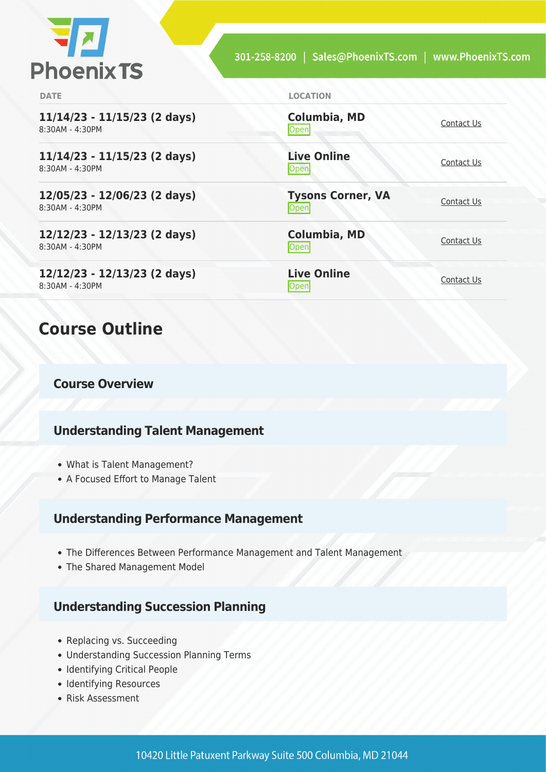| DATE | LOCATION | |
|---|---|---|
| **11/14/23 - 11/15/23 (2 days)**<br>8:30AM - 4:30PM | **Columbia, MD**<br>Open | Contact Us |
| **11/14/23 - 11/15/23 (2 days)**<br>8:30AM - 4:30PM | **Live Online**<br>Open | Contact Us |
| **12/05/23 - 12/06/23 (2 days)**<br>8:30AM - 4:30PM | **Tysons Corner, VA**<br>Open | Contact Us |
| **12/12/23 - 12/13/23 (2 days)**<br>8:30AM - 4:30PM | **Columbia, MD**<br>Open | Contact Us |
| **12/12/23 - 12/13/23 (2 days)**<br>8:30AM - 4:30PM | **Live Online**<br>Open | Contact Us |

## Course Outline

### Course Overview

### Understanding Talent Management

- What is Talent Management?
- A Focused Effort to Manage Talent

### Understanding Performance Management

- The Differences Between Performance Management and Talent Management
- The Shared Management Model

### Understanding Succession Planning

- Replacing vs. Succeeding
- Understanding Succession Planning Terms
- Identifying Critical People
- Identifying Resources
- Risk Assessment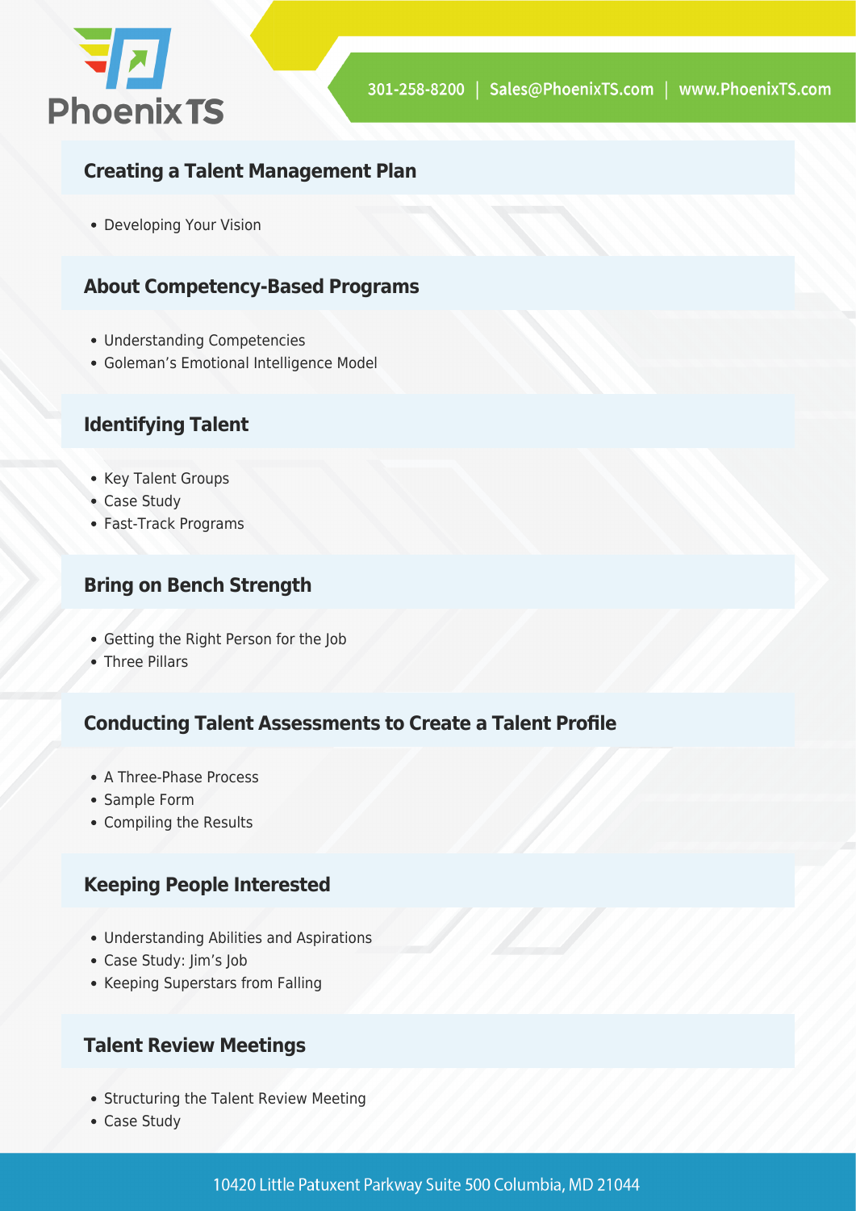## Creating a Talent Management Plan

- Developing Your Vision

## About Competency-Based Programs

- Understanding Competencies
- Goleman's Emotional Intelligence Model

## Identifying Talent

- Key Talent Groups
- Case Study
- Fast-Track Programs

## Bring on Bench Strength

- Getting the Right Person for the Job
- Three Pillars

## Conducting Talent Assessments to Create a Talent Profile

- A Three-Phase Process
- Sample Form
- Compiling the Results

## Keeping People Interested

- Understanding Abilities and Aspirations
- Case Study: Jim's Job
- Keeping Superstars from Falling

## Talent Review Meetings

- Structuring the Talent Review Meeting
- Case Study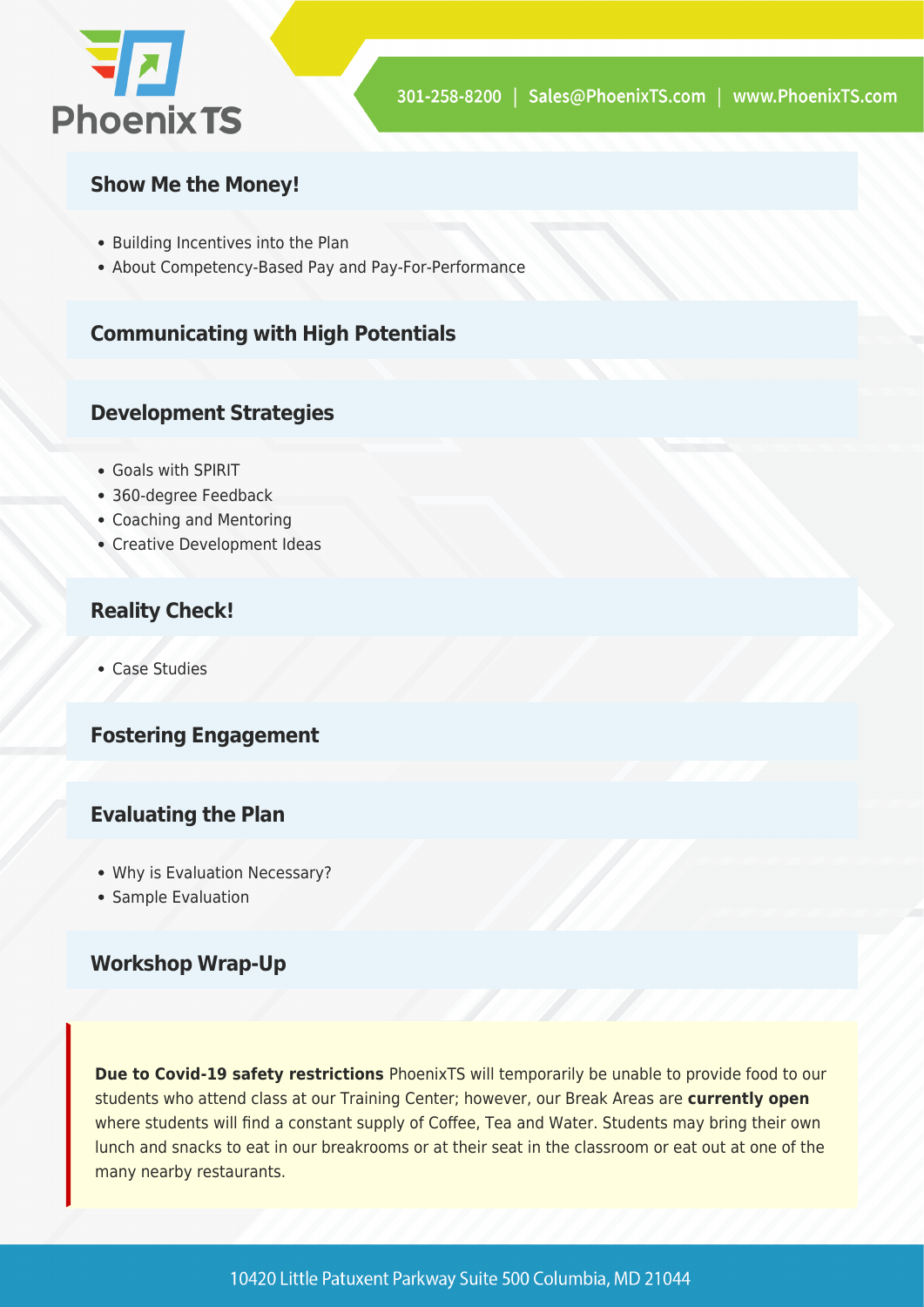## Show Me the Money!

- Building Incentives into the Plan
- About Competency-Based Pay and Pay-For-Performance

## Communicating with High Potentials

## Development Strategies

- Goals with SPIRIT
- 360-degree Feedback
- Coaching and Mentoring
- Creative Development Ideas

## Reality Check!

- Case Studies

## Fostering Engagement

## Evaluating the Plan

- Why is Evaluation Necessary?
- Sample Evaluation

## Workshop Wrap-Up

**Due to Covid-19 safety restrictions** PhoenixTS will temporarily be unable to provide food to our students who attend class at our Training Center; however, our Break Areas are **currently open** where students will find a constant supply of Coffee, Tea and Water. Students may bring their own lunch and snacks to eat in our breakrooms or at their seat in the classroom or eat out at one of the many nearby restaurants.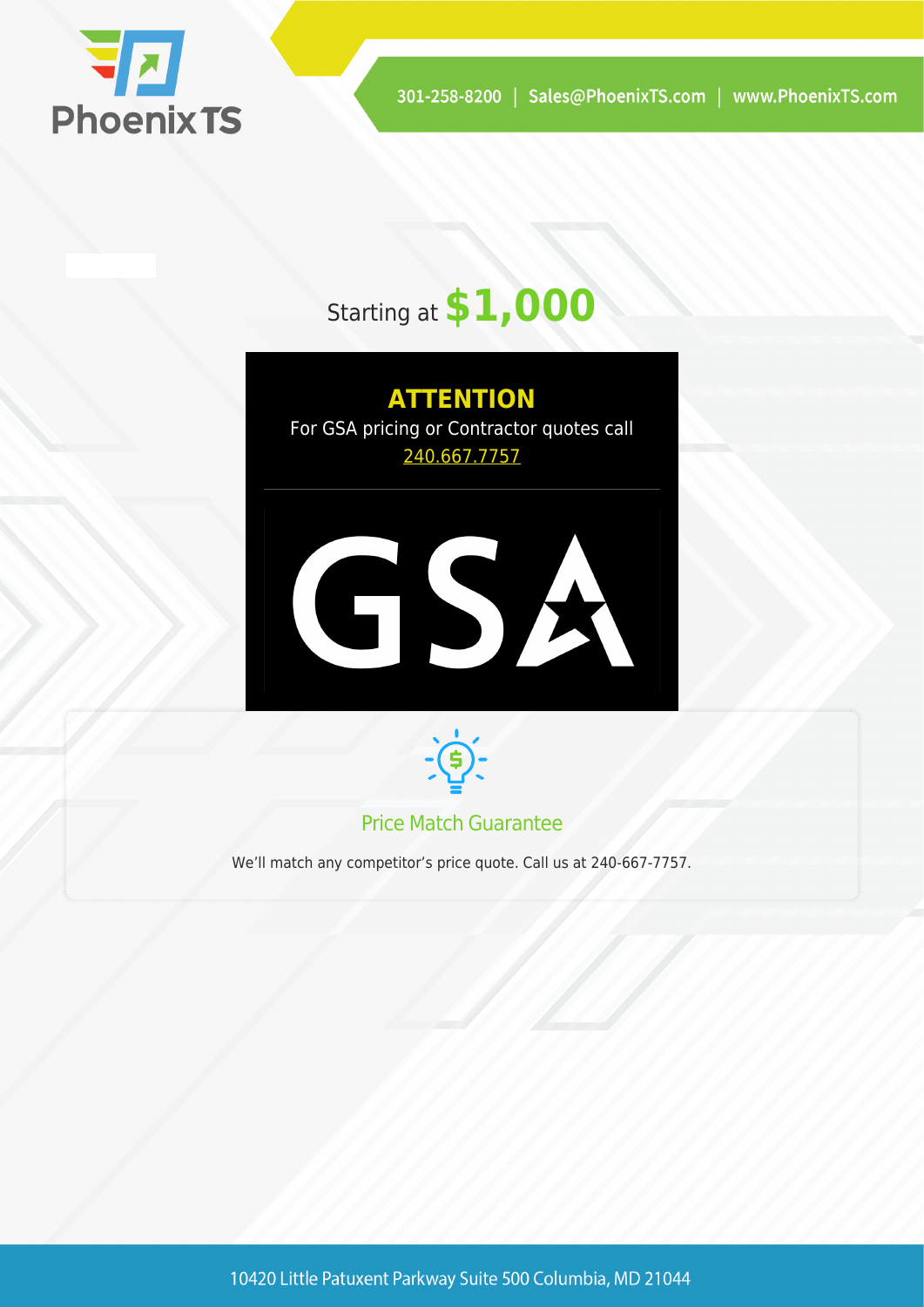Starting at **$1,000**

**ATTENTION**

For GSA pricing or Contractor quotes call 240.667.7757

GSA

Price Match Guarantee

We'll match any competitor's price quote. Call us at 240-667-7757.